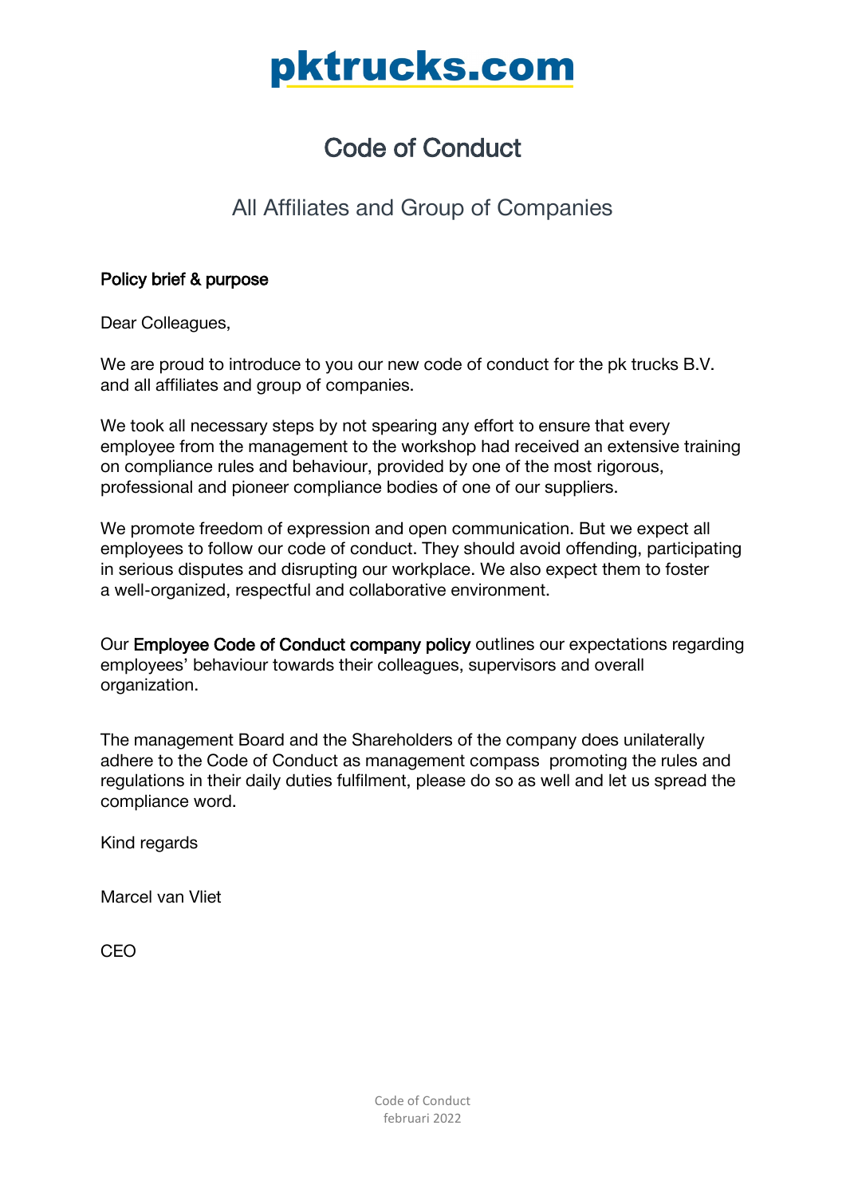# pktrucks.com

## Code of Conduct

### All Affiliates and Group of Companies

**Policy brief & purpose**

Dear Colleagues,

We are proud to introduce to you our new code of conduct for the pk trucks B.V. and all affiliates and group of companies.

We took all necessary steps by not spearing any effort to ensure that every employee from the management to the workshop had received an extensive training on compliance rules and behaviour, provided by one of the most rigorous, professional and pioneer compliance bodies of one of our suppliers.

We promote freedom of expression and open communication. But we expect all employees to follow our code of conduct. They should avoid offending, participating in serious disputes and disrupting our workplace. We also expect them to foster a well-organized, respectful and collaborative environment.

Our **Employee Code of Conduct company policy** outlines our expectations regarding employees' behaviour towards their colleagues, supervisors and overall organization.

The management Board and the Shareholders of the company does unilaterally adhere to the Code of Conduct as management compass promoting the rules and regulations in their daily duties fulfilment, please do so as well and let us spread the compliance word.

Kind regards

Marcel van Vliet

CEO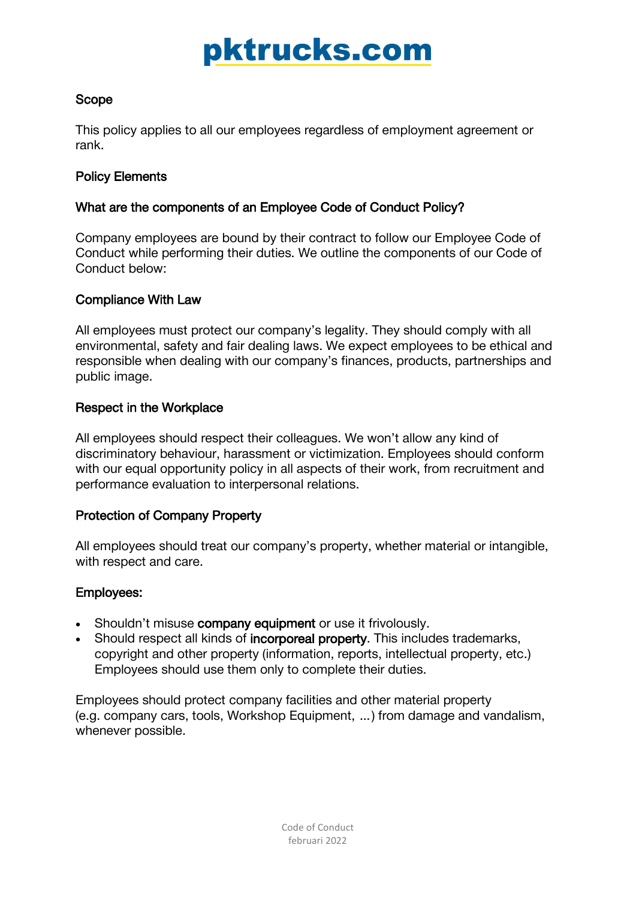## Scope

This policy applies to all our employees regardless of employment agreement or rank.

## Policy Elements

### What are the components of an Employee Code of Conduct Policy?

Company employees are bound by their contract to follow our Employee Code of Conduct while performing their duties. We outline the components of our Code of Conduct below:

### Compliance With Law

All employees must protect our company's legality. They should comply with all environmental, safety and fair dealing laws. We expect employees to be ethical and responsible when dealing with our company's finances, products, partnerships and public image.

### Respect in the Workplace

All employees should respect their colleagues. We won't allow any kind of discriminatory behaviour, harassment or victimization. Employees should conform with our equal opportunity policy in all aspects of their work, from recruitment and performance evaluation to interpersonal relations.

### Protection of Company Property

All employees should treat our company's property, whether material or intangible, with respect and care.

### Employees:

- Shouldn't misuse company equipment or use it frivolously.
- Should respect all kinds of incorporeal property. This includes trademarks, copyright and other property (information, reports, intellectual property, etc.) Employees should use them only to complete their duties.

Employees should protect company facilities and other material property (e.g. company cars, tools, Workshop Equipment, ...) from damage and vandalism, whenever possible.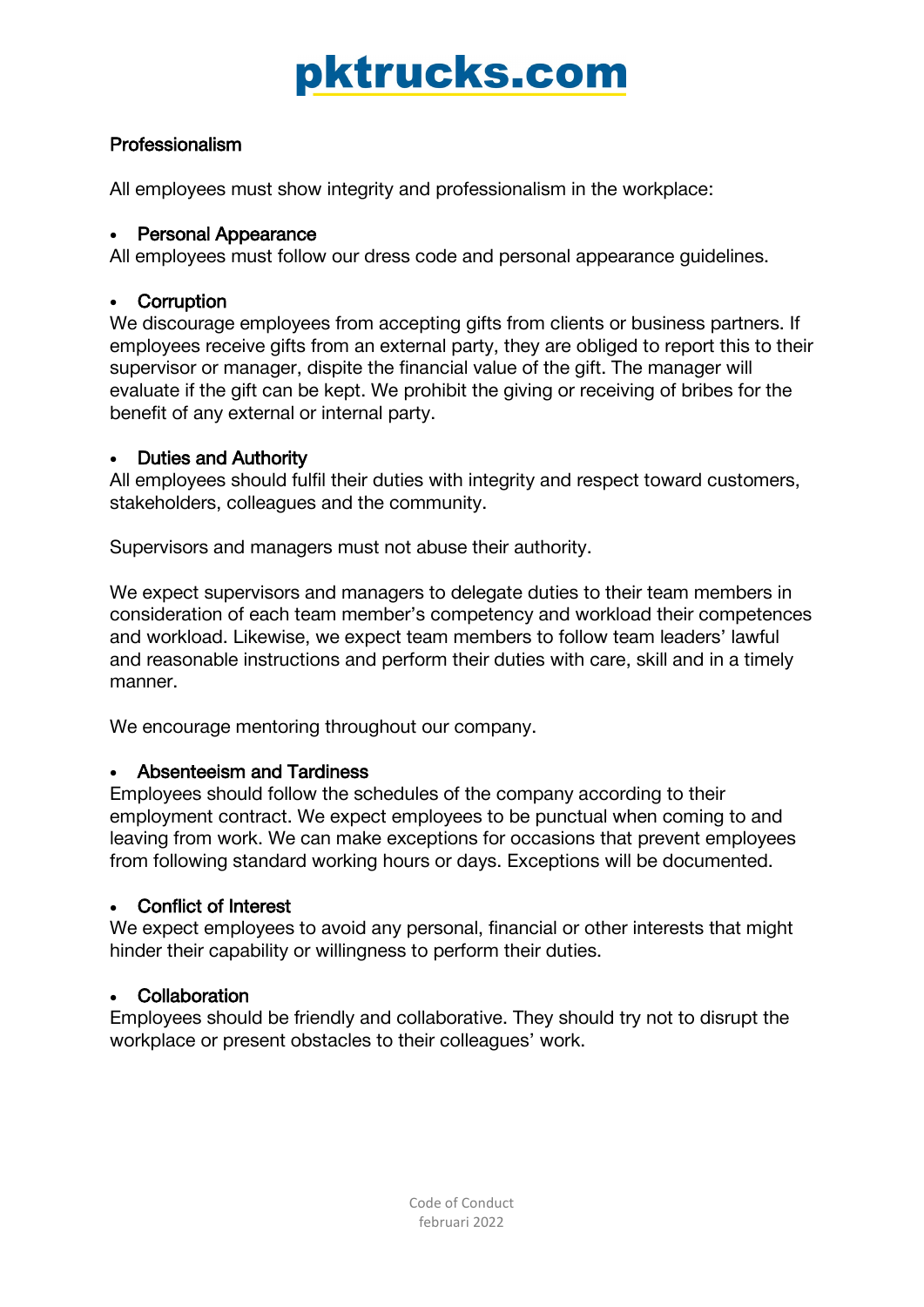### Professionalism

All employees must show integrity and professionalism in the workplace:

- **Personal Appearance**

All employees must follow our dress code and personal appearance guidelines.

- **Corruption**

We discourage employees from accepting gifts from clients or business partners. If employees receive gifts from an external party, they are obliged to report this to their supervisor or manager, dispite the financial value of the gift. The manager will evaluate if the gift can be kept. We prohibit the giving or receiving of bribes for the benefit of any external or internal party.

- **Duties and Authority**

All employees should fulfil their duties with integrity and respect toward customers, stakeholders, colleagues and the community.

Supervisors and managers must not abuse their authority.

We expect supervisors and managers to delegate duties to their team members in consideration of each team member's competency and workload their competences and workload. Likewise, we expect team members to follow team leaders' lawful and reasonable instructions and perform their duties with care, skill and in a timely manner.

We encourage mentoring throughout our company.

- **Absenteeism and Tardiness**

Employees should follow the schedules of the company according to their employment contract. We expect employees to be punctual when coming to and leaving from work. We can make exceptions for occasions that prevent employees from following standard working hours or days. Exceptions will be documented.

- **Conflict of Interest**

We expect employees to avoid any personal, financial or other interests that might hinder their capability or willingness to perform their duties.

- **Collaboration**

Employees should be friendly and collaborative. They should try not to disrupt the workplace or present obstacles to their colleagues' work.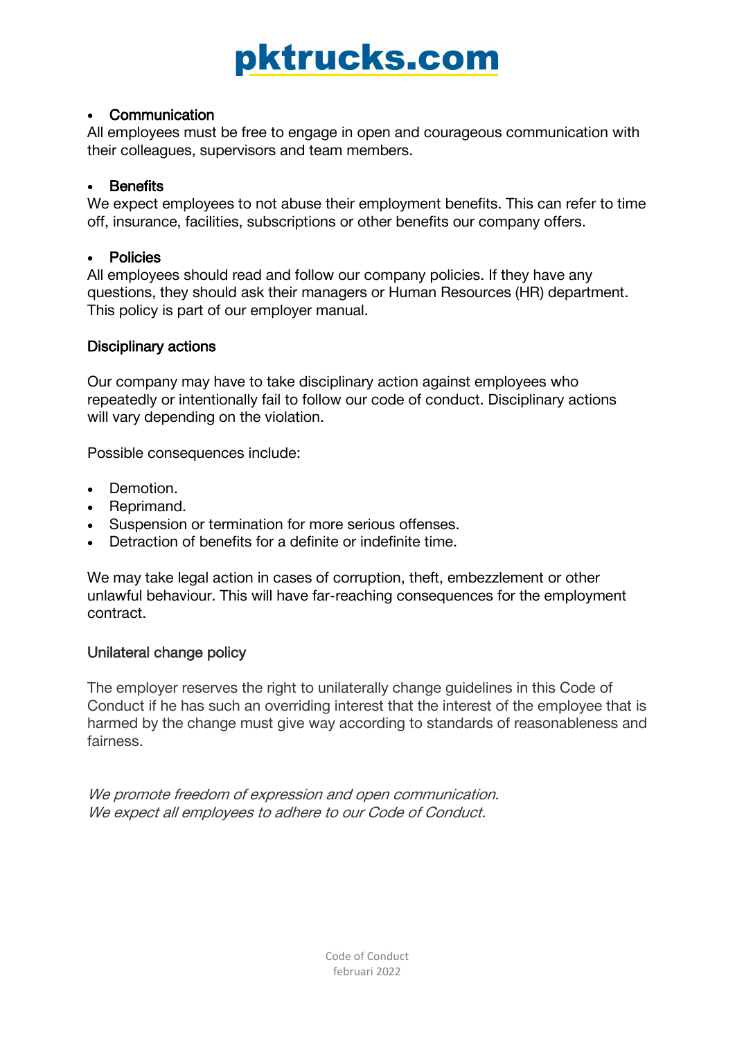- Communication

All employees must be free to engage in open and courageous communication with their colleagues, supervisors and team members.

- Benefits

We expect employees to not abuse their employment benefits. This can refer to time off, insurance, facilities, subscriptions or other benefits our company offers.

- Policies

All employees should read and follow our company policies. If they have any questions, they should ask their managers or Human Resources (HR) department. This policy is part of our employer manual.

## Disciplinary actions

Our company may have to take disciplinary action against employees who repeatedly or intentionally fail to follow our code of conduct. Disciplinary actions will vary depending on the violation.

Possible consequences include:

- Demotion.
- Reprimand.
- Suspension or termination for more serious offenses.
- Detraction of benefits for a definite or indefinite time.

We may take legal action in cases of corruption, theft, embezzlement or other unlawful behaviour. This will have far-reaching consequences for the employment contract.

## Unilateral change policy

The employer reserves the right to unilaterally change guidelines in this Code of Conduct if he has such an overriding interest that the interest of the employee that is harmed by the change must give way according to standards of reasonableness and fairness.

*We promote freedom of expression and open communication.*
*We expect all employees to adhere to our Code of Conduct.*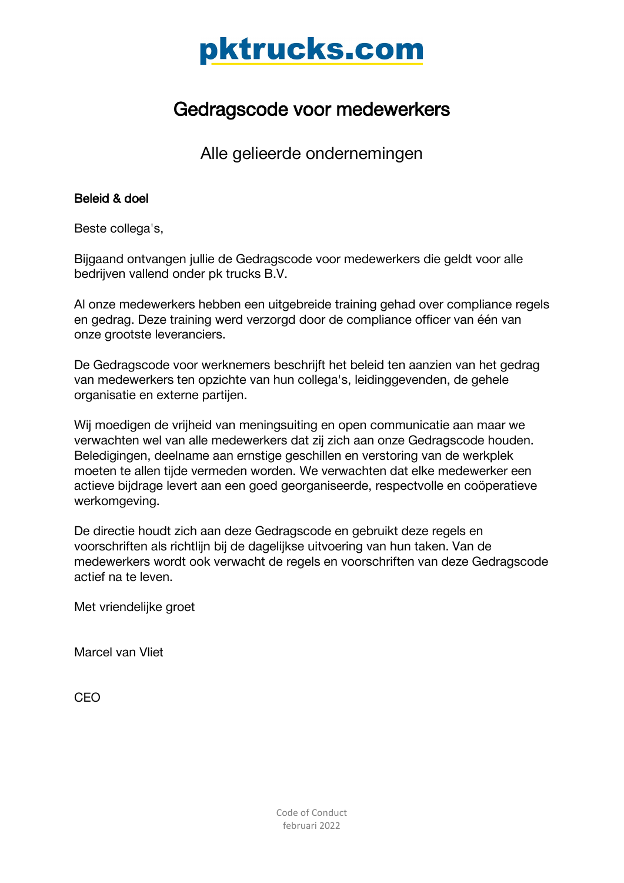# pktrucks.com

## Gedragscode voor medewerkers

### Alle gelieerde ondernemingen

**Beleid & doel**

Beste collega's,

Bijgaand ontvangen jullie de Gedragscode voor medewerkers die geldt voor alle bedrijven vallend onder pk trucks B.V.

Al onze medewerkers hebben een uitgebreide training gehad over compliance regels en gedrag. Deze training werd verzorgd door de compliance officer van één van onze grootste leveranciers.

De Gedragscode voor werknemers beschrijft het beleid ten aanzien van het gedrag van medewerkers ten opzichte van hun collega's, leidinggevenden, de gehele organisatie en externe partijen.

Wij moedigen de vrijheid van meningsuiting en open communicatie aan maar we verwachten wel van alle medewerkers dat zij zich aan onze Gedragscode houden. Beledigingen, deelname aan ernstige geschillen en verstoring van de werkplek moeten te allen tijde vermeden worden. We verwachten dat elke medewerker een actieve bijdrage levert aan een goed georganiseerde, respectvolle en coöperatieve werkomgeving.

De directie houdt zich aan deze Gedragscode en gebruikt deze regels en voorschriften als richtlijn bij de dagelijkse uitvoering van hun taken. Van de medewerkers wordt ook verwacht de regels en voorschriften van deze Gedragscode actief na te leven.

Met vriendelijke groet

Marcel van Vliet

CEO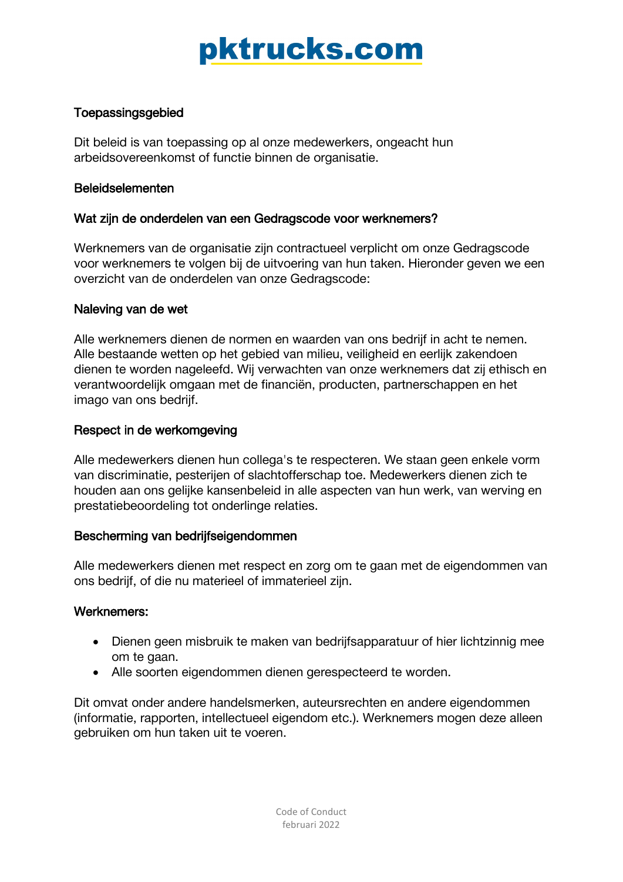## Toepassingsgebied

Dit beleid is van toepassing op al onze medewerkers, ongeacht hun arbeidsovereenkomst of functie binnen de organisatie.

## Beleidselementen

### Wat zijn de onderdelen van een Gedragscode voor werknemers?

Werknemers van de organisatie zijn contractueel verplicht om onze Gedragscode voor werknemers te volgen bij de uitvoering van hun taken. Hieronder geven we een overzicht van de onderdelen van onze Gedragscode:

### Naleving van de wet

Alle werknemers dienen de normen en waarden van ons bedrijf in acht te nemen. Alle bestaande wetten op het gebied van milieu, veiligheid en eerlijk zakendoen dienen te worden nageleefd. Wij verwachten van onze werknemers dat zij ethisch en verantwoordelijk omgaan met de financiën, producten, partnerschappen en het imago van ons bedrijf.

### Respect in de werkomgeving

Alle medewerkers dienen hun collega's te respecteren. We staan geen enkele vorm van discriminatie, pesterijen of slachtofferschap toe. Medewerkers dienen zich te houden aan ons gelijke kansenbeleid in alle aspecten van hun werk, van werving en prestatiebeoordeling tot onderlinge relaties.

### Bescherming van bedrijfseigendommen

Alle medewerkers dienen met respect en zorg om te gaan met de eigendommen van ons bedrijf, of die nu materieel of immaterieel zijn.

### Werknemers:

- Dienen geen misbruik te maken van bedrijfsapparatuur of hier lichtzinnig mee om te gaan.
- Alle soorten eigendommen dienen gerespecteerd te worden.

Dit omvat onder andere handelsmerken, auteursrechten en andere eigendommen (informatie, rapporten, intellectueel eigendom etc.). Werknemers mogen deze alleen gebruiken om hun taken uit te voeren.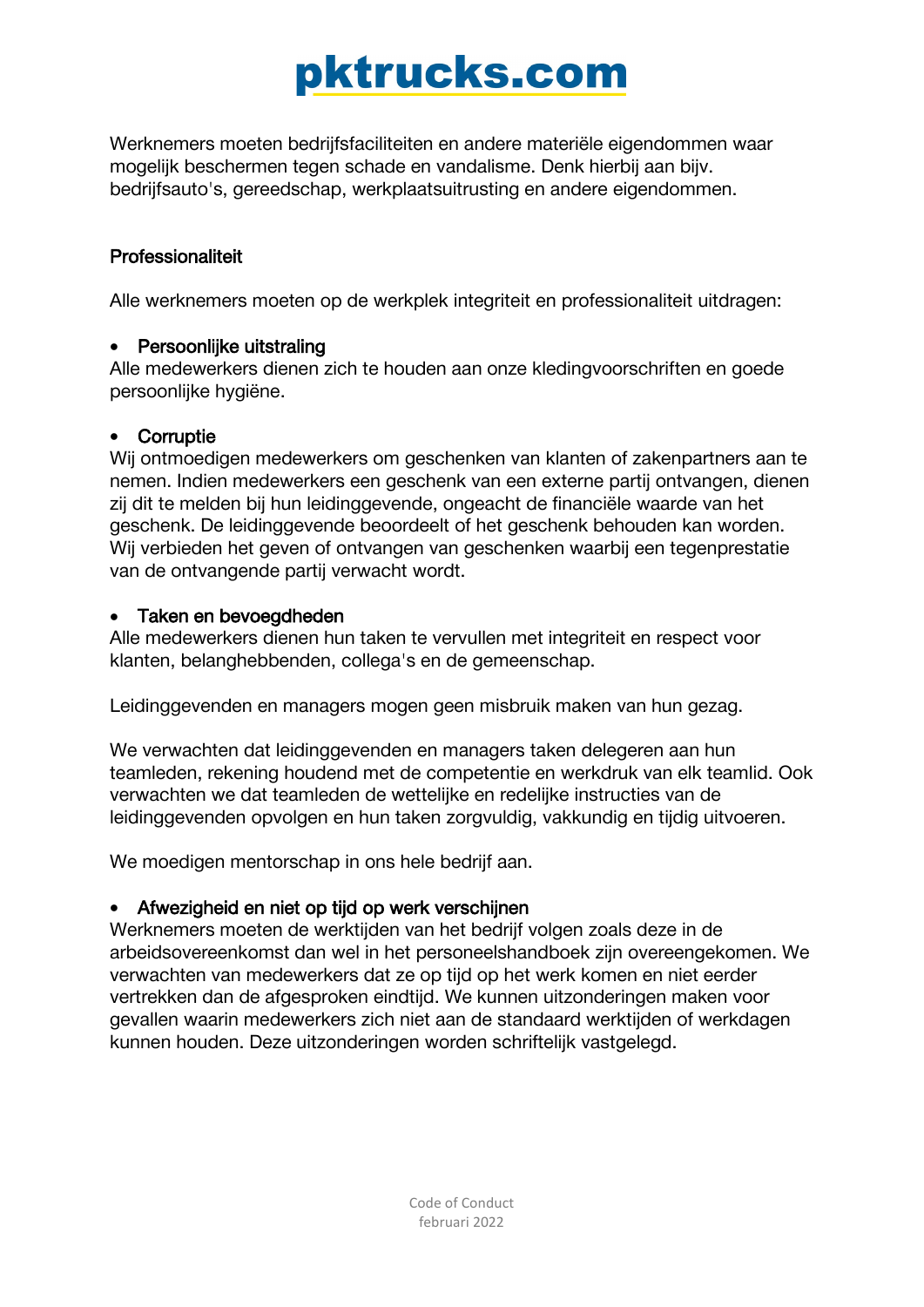Werknemers moeten bedrijfsfaciliteiten en andere materiële eigendommen waar mogelijk beschermen tegen schade en vandalisme. Denk hierbij aan bijv. bedrijfsauto's, gereedschap, werkplaatsuitrusting en andere eigendommen.

## Professionaliteit

Alle werknemers moeten op de werkplek integriteit en professionaliteit uitdragen:

- **Persoonlijke uitstraling**

Alle medewerkers dienen zich te houden aan onze kledingvoorschriften en goede persoonlijke hygiëne.

- **Corruptie**

Wij ontmoedigen medewerkers om geschenken van klanten of zakenpartners aan te nemen. Indien medewerkers een geschenk van een externe partij ontvangen, dienen zij dit te melden bij hun leidinggevende, ongeacht de financiële waarde van het geschenk. De leidinggevende beoordeelt of het geschenk behouden kan worden. Wij verbieden het geven of ontvangen van geschenken waarbij een tegenprestatie van de ontvangende partij verwacht wordt.

- **Taken en bevoegdheden**

Alle medewerkers dienen hun taken te vervullen met integriteit en respect voor klanten, belanghebbenden, collega's en de gemeenschap.

Leidinggevenden en managers mogen geen misbruik maken van hun gezag.

We verwachten dat leidinggevenden en managers taken delegeren aan hun teamleden, rekening houdend met de competentie en werkdruk van elk teamlid. Ook verwachten we dat teamleden de wettelijke en redelijke instructies van de leidinggevenden opvolgen en hun taken zorgvuldig, vakkundig en tijdig uitvoeren.

We moedigen mentorschap in ons hele bedrijf aan.

- **Afwezigheid en niet op tijd op werk verschijnen**

Werknemers moeten de werktijden van het bedrijf volgen zoals deze in de arbeidsovereenkomst dan wel in het personeelshandboek zijn overeengekomen. We verwachten van medewerkers dat ze op tijd op het werk komen en niet eerder vertrekken dan de afgesproken eindtijd. We kunnen uitzonderingen maken voor gevallen waarin medewerkers zich niet aan de standaard werktijden of werkdagen kunnen houden. Deze uitzonderingen worden schriftelijk vastgelegd.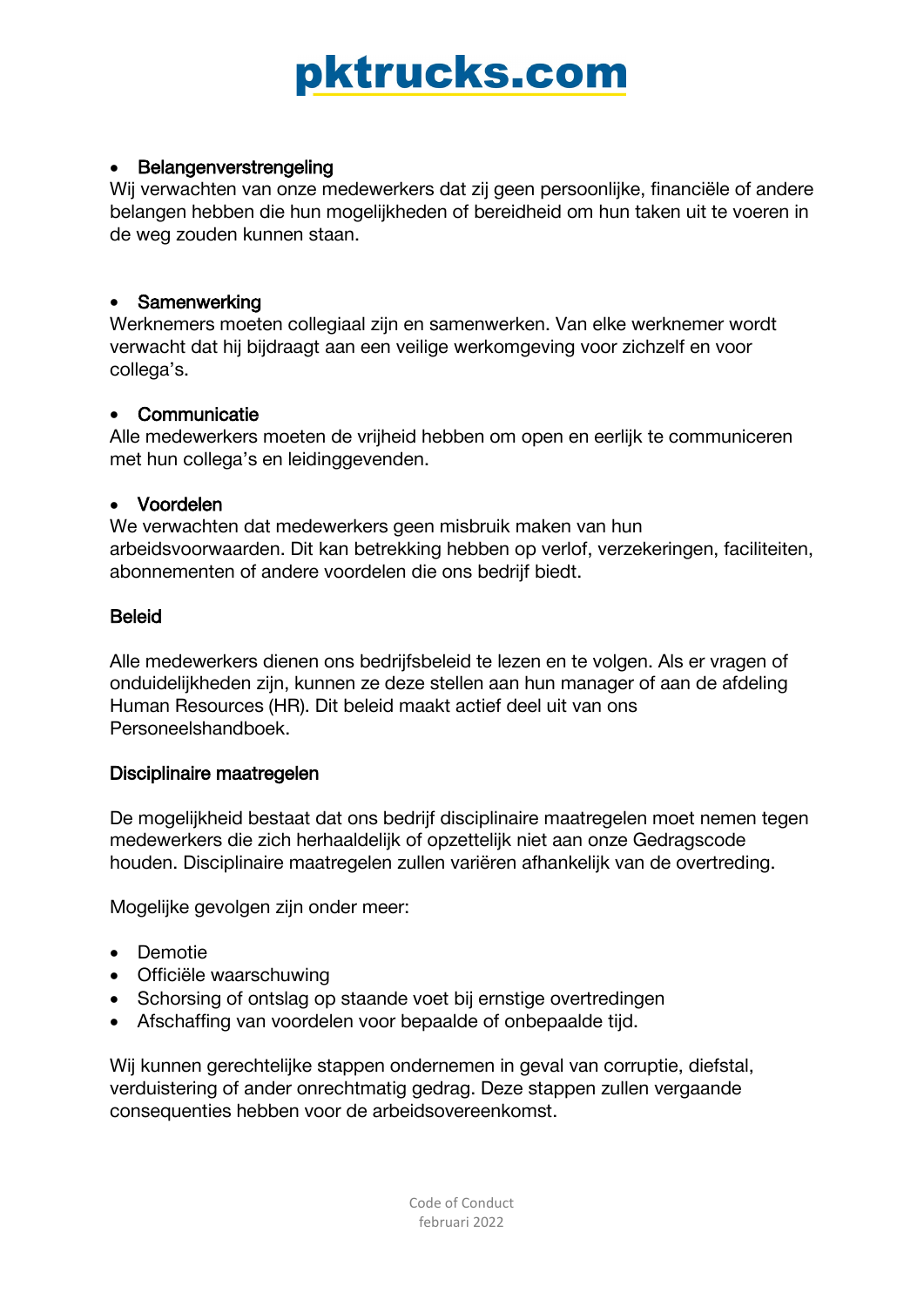- Belangenverstrengeling

Wij verwachten van onze medewerkers dat zij geen persoonlijke, financiële of andere belangen hebben die hun mogelijkheden of bereidheid om hun taken uit te voeren in de weg zouden kunnen staan.

- Samenwerking

Werknemers moeten collegiaal zijn en samenwerken. Van elke werknemer wordt verwacht dat hij bijdraagt aan een veilige werkomgeving voor zichzelf en voor collega's.

- Communicatie

Alle medewerkers moeten de vrijheid hebben om open en eerlijk te communiceren met hun collega's en leidinggevenden.

- Voordelen

We verwachten dat medewerkers geen misbruik maken van hun arbeidsvoorwaarden. Dit kan betrekking hebben op verlof, verzekeringen, faciliteiten, abonnementen of andere voordelen die ons bedrijf biedt.

## Beleid

Alle medewerkers dienen ons bedrijfsbeleid te lezen en te volgen. Als er vragen of onduidelijkheden zijn, kunnen ze deze stellen aan hun manager of aan de afdeling Human Resources (HR). Dit beleid maakt actief deel uit van ons Personeelshandboek.

## Disciplinaire maatregelen

De mogelijkheid bestaat dat ons bedrijf disciplinaire maatregelen moet nemen tegen medewerkers die zich herhaaldelijk of opzettelijk niet aan onze Gedragscode houden. Disciplinaire maatregelen zullen variëren afhankelijk van de overtreding.

Mogelijke gevolgen zijn onder meer:

- Demotie
- Officiële waarschuwing
- Schorsing of ontslag op staande voet bij ernstige overtredingen
- Afschaffing van voordelen voor bepaalde of onbepaalde tijd.

Wij kunnen gerechtelijke stappen ondernemen in geval van corruptie, diefstal, verduistering of ander onrechtmatig gedrag. Deze stappen zullen vergaande consequenties hebben voor de arbeidsovereenkomst.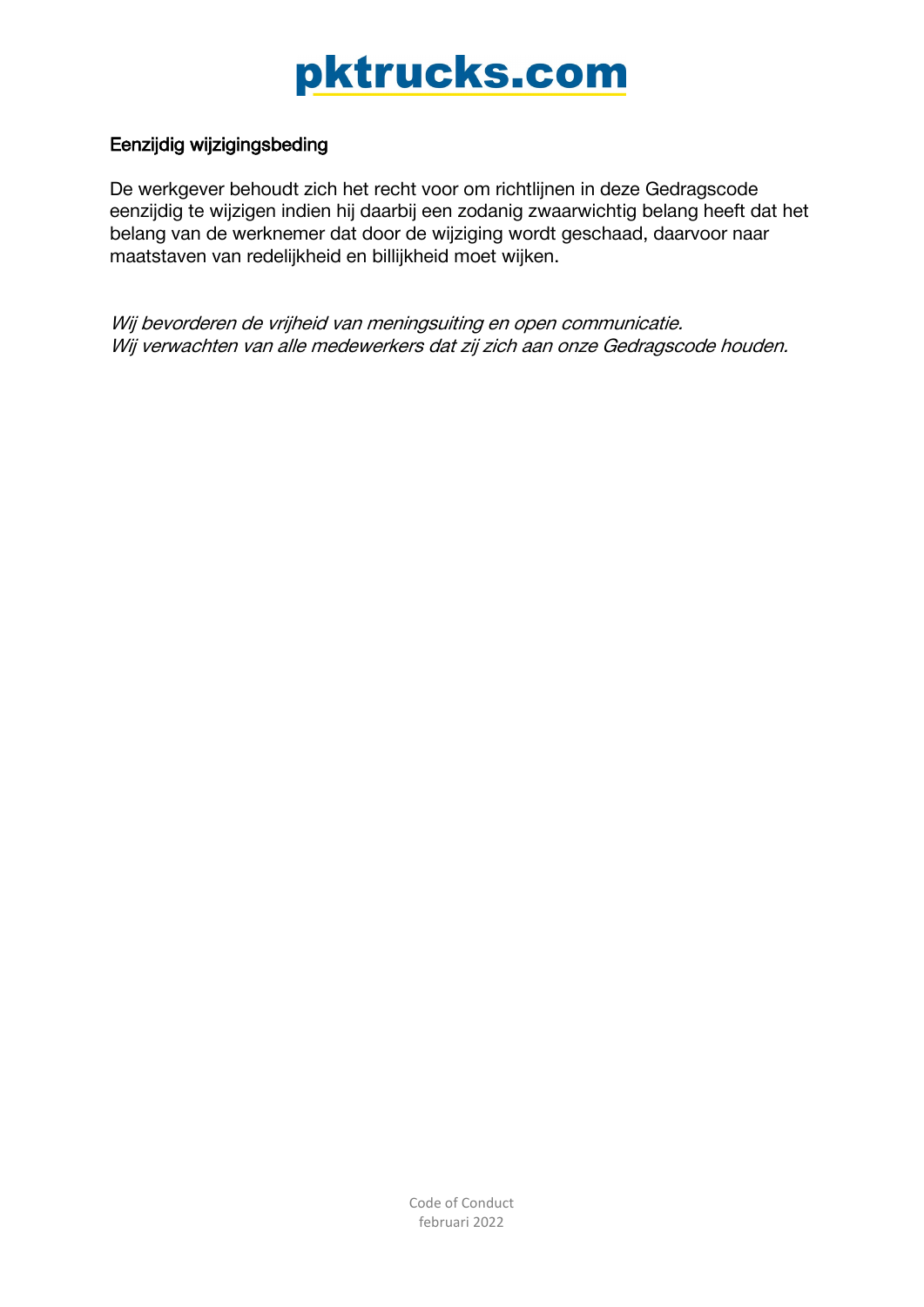### Eenzijdig wijzigingsbeding

De werkgever behoudt zich het recht voor om richtlijnen in deze Gedragscode eenzijdig te wijzigen indien hij daarbij een zodanig zwaarwichtig belang heeft dat het belang van de werknemer dat door de wijziging wordt geschaad, daarvoor naar maatstaven van redelijkheid en billijkheid moet wijken.

*Wij bevorderen de vrijheid van meningsuiting en open communicatie.*
*Wij verwachten van alle medewerkers dat zij zich aan onze Gedragscode houden.*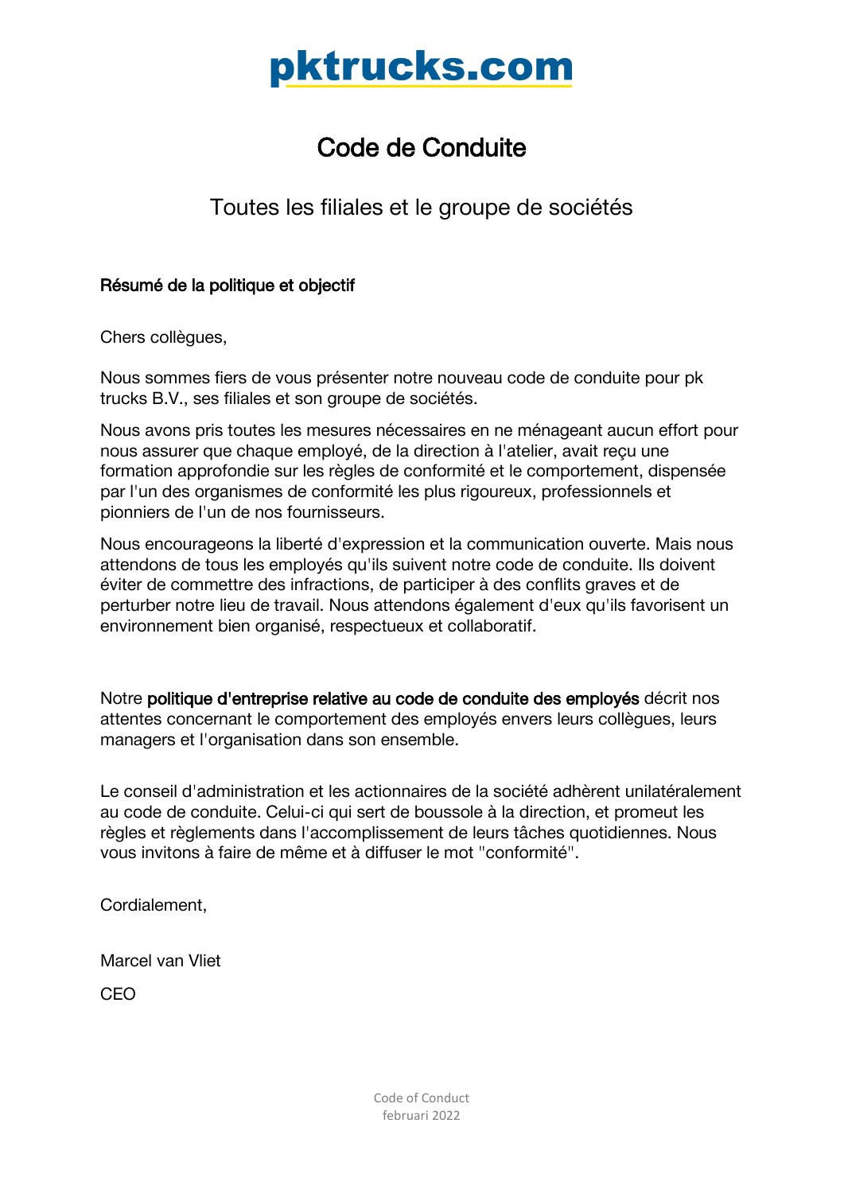# pktrucks.com

# Code de Conduite

## Toutes les filiales et le groupe de sociétés

**Résumé de la politique et objectif**

Chers collègues,

Nous sommes fiers de vous présenter notre nouveau code de conduite pour pk trucks B.V., ses filiales et son groupe de sociétés.

Nous avons pris toutes les mesures nécessaires en ne ménageant aucun effort pour nous assurer que chaque employé, de la direction à l'atelier, avait reçu une formation approfondie sur les règles de conformité et le comportement, dispensée par l'un des organismes de conformité les plus rigoureux, professionnels et pionniers de l'un de nos fournisseurs.

Nous encourageons la liberté d'expression et la communication ouverte. Mais nous attendons de tous les employés qu'ils suivent notre code de conduite. Ils doivent éviter de commettre des infractions, de participer à des conflits graves et de perturber notre lieu de travail. Nous attendons également d'eux qu'ils favorisent un environnement bien organisé, respectueux et collaboratif.

Notre **politique d'entreprise relative au code de conduite des employés** décrit nos attentes concernant le comportement des employés envers leurs collègues, leurs managers et l'organisation dans son ensemble.

Le conseil d'administration et les actionnaires de la société adhèrent unilatéralement au code de conduite. Celui-ci qui sert de boussole à la direction, et promeut les règles et règlements dans l'accomplissement de leurs tâches quotidiennes. Nous vous invitons à faire de même et à diffuser le mot "conformité".

Cordialement,

Marcel van Vliet

CEO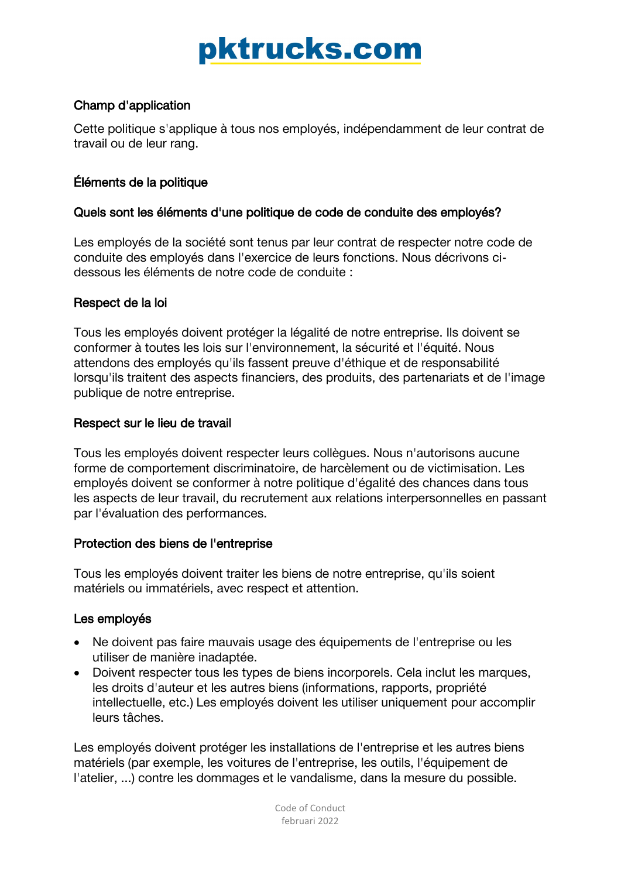## Champ d'application

Cette politique s'applique à tous nos employés, indépendamment de leur contrat de travail ou de leur rang.

## Éléments de la politique

### Quels sont les éléments d'une politique de code de conduite des employés?

Les employés de la société sont tenus par leur contrat de respecter notre code de conduite des employés dans l'exercice de leurs fonctions. Nous décrivons ci-dessous les éléments de notre code de conduite :

### Respect de la loi

Tous les employés doivent protéger la légalité de notre entreprise. Ils doivent se conformer à toutes les lois sur l'environnement, la sécurité et l'équité. Nous attendons des employés qu'ils fassent preuve d'éthique et de responsabilité lorsqu'ils traitent des aspects financiers, des produits, des partenariats et de l'image publique de notre entreprise.

### Respect sur le lieu de travail

Tous les employés doivent respecter leurs collègues. Nous n'autorisons aucune forme de comportement discriminatoire, de harcèlement ou de victimisation. Les employés doivent se conformer à notre politique d'égalité des chances dans tous les aspects de leur travail, du recrutement aux relations interpersonnelles en passant par l'évaluation des performances.

### Protection des biens de l'entreprise

Tous les employés doivent traiter les biens de notre entreprise, qu'ils soient matériels ou immatériels, avec respect et attention.

### Les employés

- Ne doivent pas faire mauvais usage des équipements de l'entreprise ou les utiliser de manière inadaptée.
- Doivent respecter tous les types de biens incorporels. Cela inclut les marques, les droits d'auteur et les autres biens (informations, rapports, propriété intellectuelle, etc.) Les employés doivent les utiliser uniquement pour accomplir leurs tâches.

Les employés doivent protéger les installations de l'entreprise et les autres biens matériels (par exemple, les voitures de l'entreprise, les outils, l'équipement de l'atelier, ...) contre les dommages et le vandalisme, dans la mesure du possible.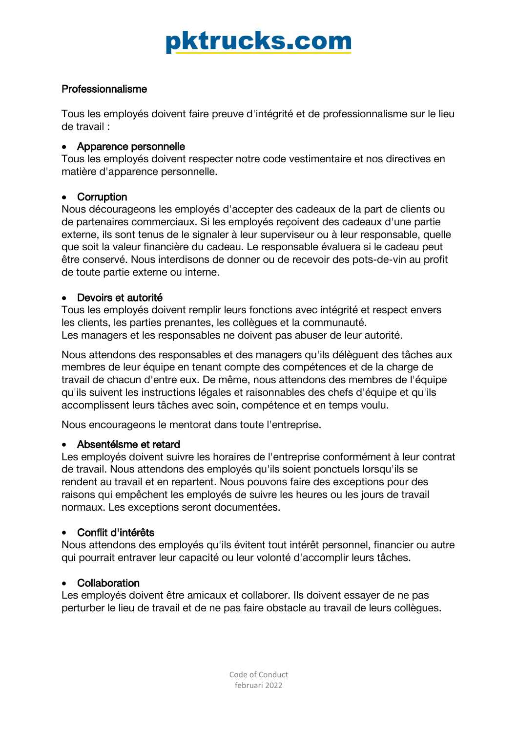## Professionnalisme

Tous les employés doivent faire preuve d'intégrité et de professionnalisme sur le lieu de travail :

- **Apparence personnelle**

Tous les employés doivent respecter notre code vestimentaire et nos directives en matière d'apparence personnelle.

- **Corruption**

Nous décourageons les employés d'accepter des cadeaux de la part de clients ou de partenaires commerciaux. Si les employés reçoivent des cadeaux d'une partie externe, ils sont tenus de le signaler à leur superviseur ou à leur responsable, quelle que soit la valeur financière du cadeau. Le responsable évaluera si le cadeau peut être conservé. Nous interdisons de donner ou de recevoir des pots-de-vin au profit de toute partie externe ou interne.

- **Devoirs et autorité**

Tous les employés doivent remplir leurs fonctions avec intégrité et respect envers les clients, les parties prenantes, les collègues et la communauté.
Les managers et les responsables ne doivent pas abuser de leur autorité.

Nous attendons des responsables et des managers qu'ils délèguent des tâches aux membres de leur équipe en tenant compte des compétences et de la charge de travail de chacun d'entre eux. De même, nous attendons des membres de l'équipe qu'ils suivent les instructions légales et raisonnables des chefs d'équipe et qu'ils accomplissent leurs tâches avec soin, compétence et en temps voulu.

Nous encourageons le mentorat dans toute l'entreprise.

- **Absentéisme et retard**

Les employés doivent suivre les horaires de l'entreprise conformément à leur contrat de travail. Nous attendons des employés qu'ils soient ponctuels lorsqu'ils se rendent au travail et en repartent. Nous pouvons faire des exceptions pour des raisons qui empêchent les employés de suivre les heures ou les jours de travail normaux. Les exceptions seront documentées.

- **Conflit d'intérêts**

Nous attendons des employés qu'ils évitent tout intérêt personnel, financier ou autre qui pourrait entraver leur capacité ou leur volonté d'accomplir leurs tâches.

- **Collaboration**

Les employés doivent être amicaux et collaborer. Ils doivent essayer de ne pas perturber le lieu de travail et de ne pas faire obstacle au travail de leurs collègues.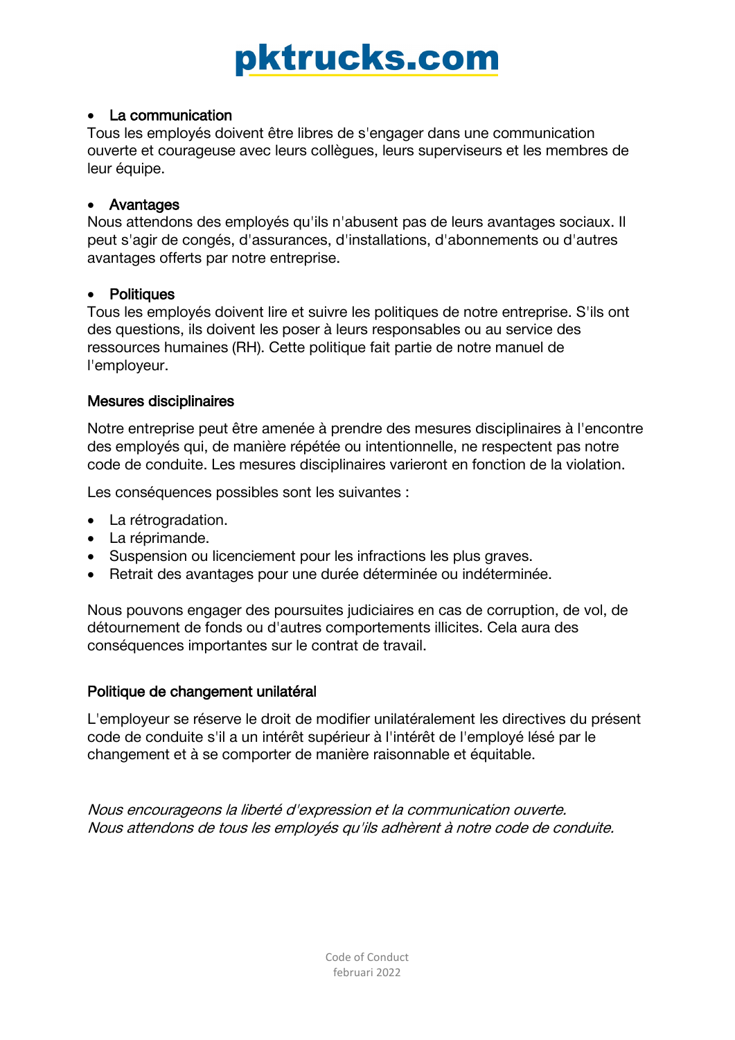- La communication

Tous les employés doivent être libres de s'engager dans une communication ouverte et courageuse avec leurs collègues, leurs superviseurs et les membres de leur équipe.

- Avantages

Nous attendons des employés qu'ils n'abusent pas de leurs avantages sociaux. Il peut s'agir de congés, d'assurances, d'installations, d'abonnements ou d'autres avantages offerts par notre entreprise.

- Politiques

Tous les employés doivent lire et suivre les politiques de notre entreprise. S'ils ont des questions, ils doivent les poser à leurs responsables ou au service des ressources humaines (RH). Cette politique fait partie de notre manuel de l'employeur.

## Mesures disciplinaires

Notre entreprise peut être amenée à prendre des mesures disciplinaires à l'encontre des employés qui, de manière répétée ou intentionnelle, ne respectent pas notre code de conduite. Les mesures disciplinaires varieront en fonction de la violation.

Les conséquences possibles sont les suivantes :

- La rétrogradation.
- La réprimande.
- Suspension ou licenciement pour les infractions les plus graves.
- Retrait des avantages pour une durée déterminée ou indéterminée.

Nous pouvons engager des poursuites judiciaires en cas de corruption, de vol, de détournement de fonds ou d'autres comportements illicites. Cela aura des conséquences importantes sur le contrat de travail.

## Politique de changement unilatéral

L'employeur se réserve le droit de modifier unilatéralement les directives du présent code de conduite s'il a un intérêt supérieur à l'intérêt de l'employé lésé par le changement et à se comporter de manière raisonnable et équitable.

*Nous encourageons la liberté d'expression et la communication ouverte.*
*Nous attendons de tous les employés qu'ils adhèrent à notre code de conduite.*